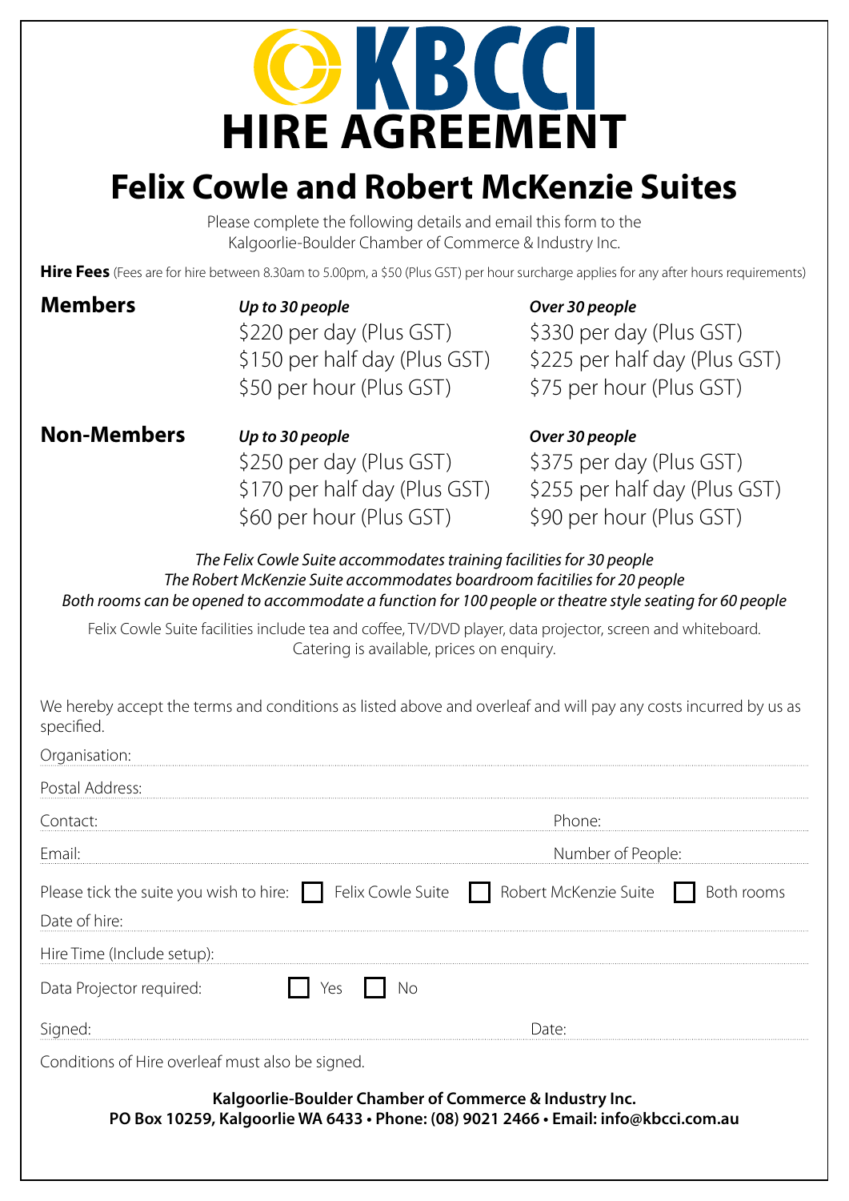# KBCCI HIRE AGREEMENT

## Felix Cowle and Robert McKenzie Suites

Please complete the following details and email this form to the Kalgoorlie-Boulder Chamber of Commerce & Industry Inc.

**Hire Fees** (Fees are for hire between 8.30am to 5.00pm, a $50 (Plus GST) per hour surcharge applies for any after hours requirements)

| | *Up to 30 people* | *Over 30 people* |
|---|---|---|
| **Members** | $220 per day (Plus GST) | $330 per day (Plus GST) |
| | $150 per half day (Plus GST) | $225 per half day (Plus GST) |
| | $50 per hour (Plus GST) | $75 per hour (Plus GST) |
| **Non-Members** | $250 per day (Plus GST) | $375 per day (Plus GST) |
| | $170 per half day (Plus GST) | $255 per half day (Plus GST) |
| | $60 per hour (Plus GST) | $90 per hour (Plus GST) |

*The Felix Cowle Suite accommodates training facilities for 30 people*
*The Robert McKenzie Suite accommodates boardroom facitilies for 20 people*
*Both rooms can be opened to accommodate a function for 100 people or theatre style seating for 60 people*

Felix Cowle Suite facilities include tea and coffee, TV/DVD player, data projector, screen and whiteboard. Catering is available, prices on enquiry.

We hereby accept the terms and conditions as listed above and overleaf and will pay any costs incurred by us as specified.

Organisation: ______________________________

Postal Address: ______________________________

Contact: ______________________________ Phone: ______________________________

Email: ______________________________ Number of People: ______________________________

Please tick the suite you wish to hire: ☐ Felix Cowle Suite ☐ Robert McKenzie Suite ☐ Both rooms

Date of hire: ______________________________

Hire Time (Include setup): ______________________________

Data Projector required: ☐ Yes ☐ No

Signed: ______________________________ Date: ______________________________

Conditions of Hire overleaf must also be signed.

**Kalgoorlie-Boulder Chamber of Commerce & Industry Inc.**
**PO Box 10259, Kalgoorlie WA 6433 • Phone: (08) 9021 2466 • Email: info@kbcci.com.au**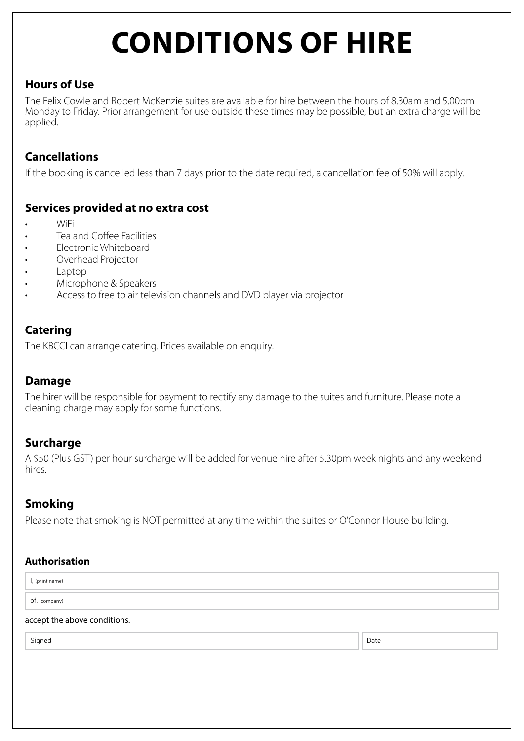# CONDITIONS OF HIRE

## Hours of Use

The Felix Cowle and Robert McKenzie suites are available for hire between the hours of 8.30am and 5.00pm Monday to Friday. Prior arrangement for use outside these times may be possible, but an extra charge will be applied.

## Cancellations

If the booking is cancelled less than 7 days prior to the date required, a cancellation fee of 50% will apply.

## Services provided at no extra cost

- WiFi
- Tea and Coffee Facilities
- Electronic Whiteboard
- Overhead Projector
- Laptop
- Microphone & Speakers
- Access to free to air television channels and DVD player via projector

## Catering

The KBCCI can arrange catering. Prices available on enquiry.

## Damage

The hirer will be responsible for payment to rectify any damage to the suites and furniture. Please note a cleaning charge may apply for some functions.

## Surcharge

A $50 (Plus GST) per hour surcharge will be added for venue hire after 5.30pm week nights and any weekend hires.

## Smoking

Please note that smoking is NOT permitted at any time within the suites or O'Connor House building.

### Authorisation

I, (print name)

of, (company)

accept the above conditions.

| Signed | Date |
| --- | --- |
| | |